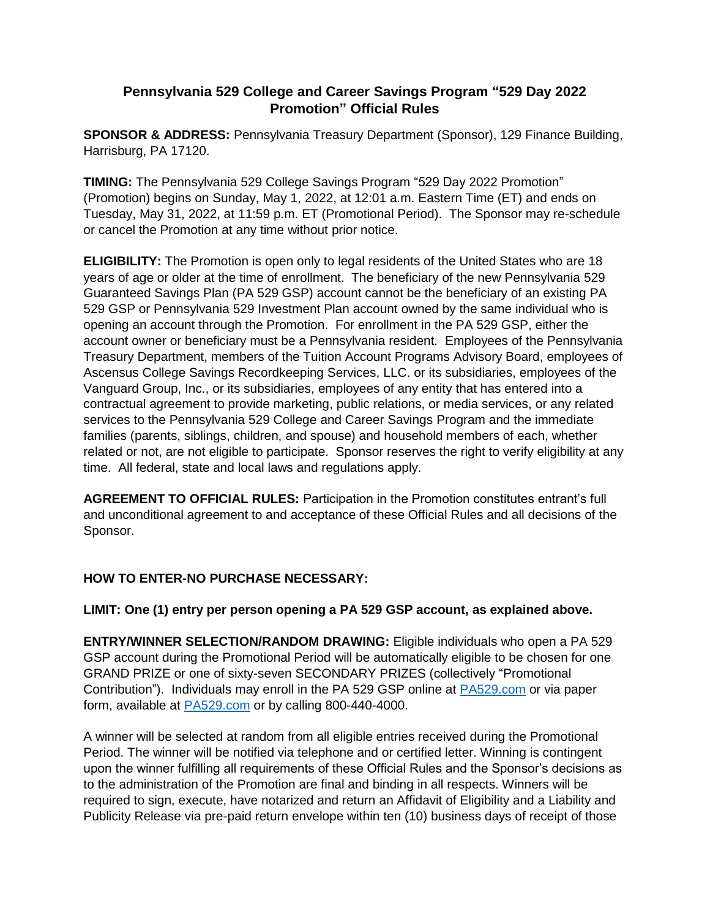# Pennsylvania 529 College and Career Savings Program "529 Day 2022 Promotion" Official Rules

**SPONSOR & ADDRESS:** Pennsylvania Treasury Department (Sponsor), 129 Finance Building, Harrisburg, PA 17120.

**TIMING:** The Pennsylvania 529 College Savings Program "529 Day 2022 Promotion" (Promotion) begins on Sunday, May 1, 2022, at 12:01 a.m. Eastern Time (ET) and ends on Tuesday, May 31, 2022, at 11:59 p.m. ET (Promotional Period). The Sponsor may re-schedule or cancel the Promotion at any time without prior notice.

**ELIGIBILITY:** The Promotion is open only to legal residents of the United States who are 18 years of age or older at the time of enrollment. The beneficiary of the new Pennsylvania 529 Guaranteed Savings Plan (PA 529 GSP) account cannot be the beneficiary of an existing PA 529 GSP or Pennsylvania 529 Investment Plan account owned by the same individual who is opening an account through the Promotion. For enrollment in the PA 529 GSP, either the account owner or beneficiary must be a Pennsylvania resident. Employees of the Pennsylvania Treasury Department, members of the Tuition Account Programs Advisory Board, employees of Ascensus College Savings Recordkeeping Services, LLC. or its subsidiaries, employees of the Vanguard Group, Inc., or its subsidiaries, employees of any entity that has entered into a contractual agreement to provide marketing, public relations, or media services, or any related services to the Pennsylvania 529 College and Career Savings Program and the immediate families (parents, siblings, children, and spouse) and household members of each, whether related or not, are not eligible to participate. Sponsor reserves the right to verify eligibility at any time. All federal, state and local laws and regulations apply.

**AGREEMENT TO OFFICIAL RULES:** Participation in the Promotion constitutes entrant's full and unconditional agreement to and acceptance of these Official Rules and all decisions of the Sponsor.

**HOW TO ENTER-NO PURCHASE NECESSARY:**

**LIMIT: One (1) entry per person opening a PA 529 GSP account, as explained above.**

**ENTRY/WINNER SELECTION/RANDOM DRAWING:** Eligible individuals who open a PA 529 GSP account during the Promotional Period will be automatically eligible to be chosen for one GRAND PRIZE or one of sixty-seven SECONDARY PRIZES (collectively "Promotional Contribution"). Individuals may enroll in the PA 529 GSP online at [PA529.com](PA529.com) or via paper form, available at [PA529.com](PA529.com) or by calling 800-440-4000.

A winner will be selected at random from all eligible entries received during the Promotional Period. The winner will be notified via telephone and or certified letter. Winning is contingent upon the winner fulfilling all requirements of these Official Rules and the Sponsor's decisions as to the administration of the Promotion are final and binding in all respects. Winners will be required to sign, execute, have notarized and return an Affidavit of Eligibility and a Liability and Publicity Release via pre-paid return envelope within ten (10) business days of receipt of those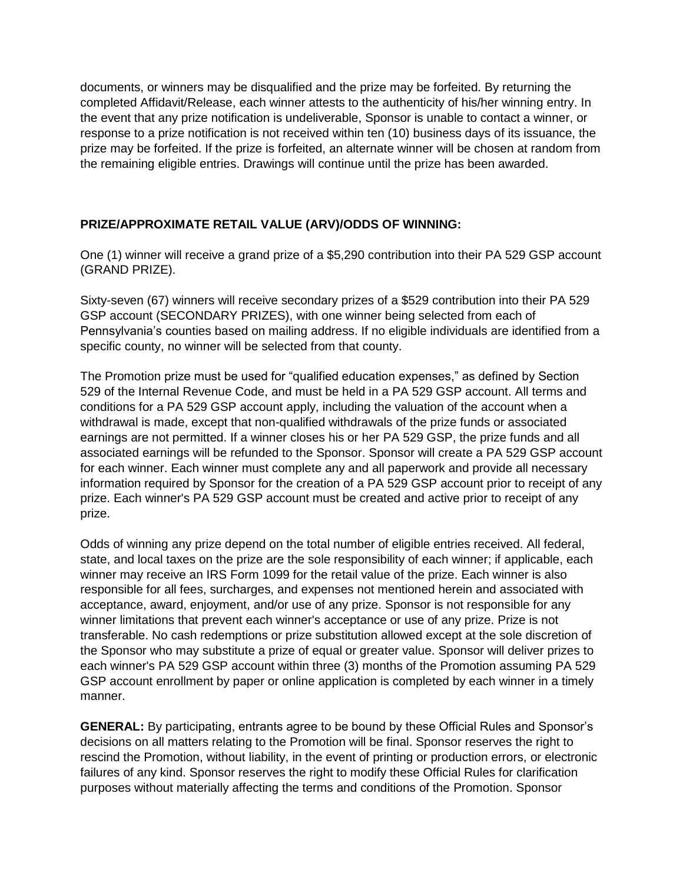documents, or winners may be disqualified and the prize may be forfeited. By returning the completed Affidavit/Release, each winner attests to the authenticity of his/her winning entry. In the event that any prize notification is undeliverable, Sponsor is unable to contact a winner, or response to a prize notification is not received within ten (10) business days of its issuance, the prize may be forfeited. If the prize is forfeited, an alternate winner will be chosen at random from the remaining eligible entries. Drawings will continue until the prize has been awarded.

**PRIZE/APPROXIMATE RETAIL VALUE (ARV)/ODDS OF WINNING:**

One (1) winner will receive a grand prize of a $5,290 contribution into their PA 529 GSP account (GRAND PRIZE).

Sixty-seven (67) winners will receive secondary prizes of a $529 contribution into their PA 529 GSP account (SECONDARY PRIZES), with one winner being selected from each of Pennsylvania's counties based on mailing address. If no eligible individuals are identified from a specific county, no winner will be selected from that county.

The Promotion prize must be used for "qualified education expenses," as defined by Section 529 of the Internal Revenue Code, and must be held in a PA 529 GSP account. All terms and conditions for a PA 529 GSP account apply, including the valuation of the account when a withdrawal is made, except that non-qualified withdrawals of the prize funds or associated earnings are not permitted. If a winner closes his or her PA 529 GSP, the prize funds and all associated earnings will be refunded to the Sponsor. Sponsor will create a PA 529 GSP account for each winner. Each winner must complete any and all paperwork and provide all necessary information required by Sponsor for the creation of a PA 529 GSP account prior to receipt of any prize. Each winner's PA 529 GSP account must be created and active prior to receipt of any prize.

Odds of winning any prize depend on the total number of eligible entries received. All federal, state, and local taxes on the prize are the sole responsibility of each winner; if applicable, each winner may receive an IRS Form 1099 for the retail value of the prize. Each winner is also responsible for all fees, surcharges, and expenses not mentioned herein and associated with acceptance, award, enjoyment, and/or use of any prize. Sponsor is not responsible for any winner limitations that prevent each winner's acceptance or use of any prize. Prize is not transferable. No cash redemptions or prize substitution allowed except at the sole discretion of the Sponsor who may substitute a prize of equal or greater value. Sponsor will deliver prizes to each winner's PA 529 GSP account within three (3) months of the Promotion assuming PA 529 GSP account enrollment by paper or online application is completed by each winner in a timely manner.

**GENERAL:** By participating, entrants agree to be bound by these Official Rules and Sponsor's decisions on all matters relating to the Promotion will be final. Sponsor reserves the right to rescind the Promotion, without liability, in the event of printing or production errors, or electronic failures of any kind. Sponsor reserves the right to modify these Official Rules for clarification purposes without materially affecting the terms and conditions of the Promotion. Sponsor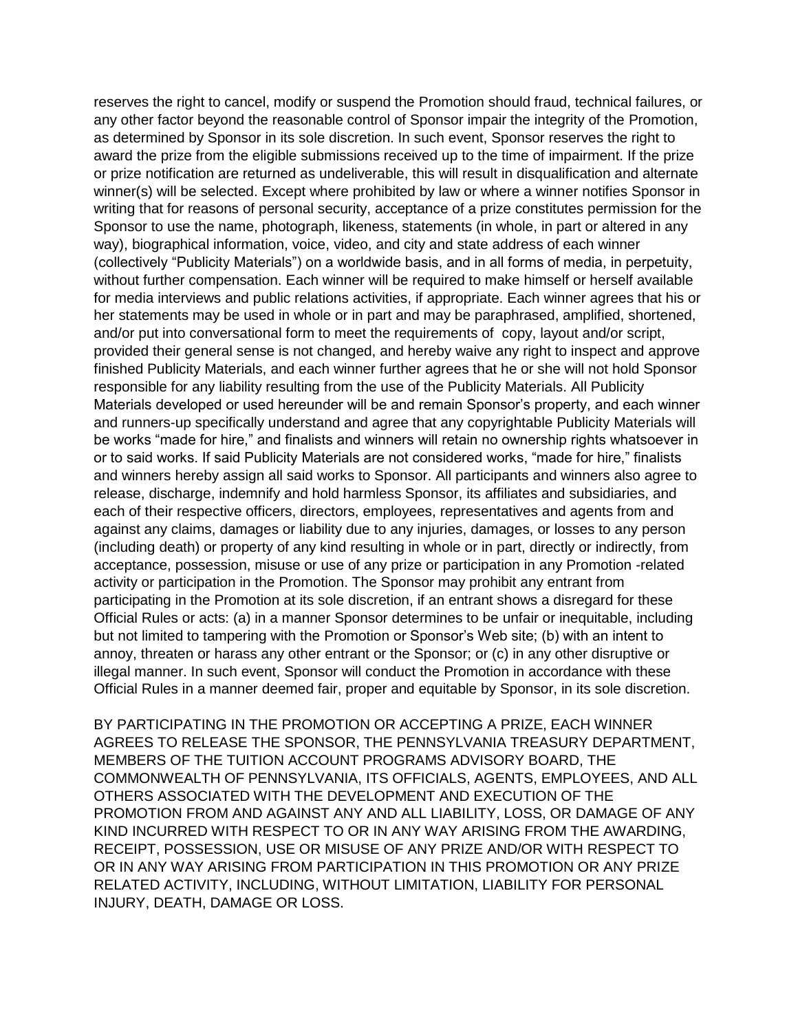reserves the right to cancel, modify or suspend the Promotion should fraud, technical failures, or any other factor beyond the reasonable control of Sponsor impair the integrity of the Promotion, as determined by Sponsor in its sole discretion. In such event, Sponsor reserves the right to award the prize from the eligible submissions received up to the time of impairment. If the prize or prize notification are returned as undeliverable, this will result in disqualification and alternate winner(s) will be selected. Except where prohibited by law or where a winner notifies Sponsor in writing that for reasons of personal security, acceptance of a prize constitutes permission for the Sponsor to use the name, photograph, likeness, statements (in whole, in part or altered in any way), biographical information, voice, video, and city and state address of each winner (collectively "Publicity Materials") on a worldwide basis, and in all forms of media, in perpetuity, without further compensation. Each winner will be required to make himself or herself available for media interviews and public relations activities, if appropriate. Each winner agrees that his or her statements may be used in whole or in part and may be paraphrased, amplified, shortened, and/or put into conversational form to meet the requirements of copy, layout and/or script, provided their general sense is not changed, and hereby waive any right to inspect and approve finished Publicity Materials, and each winner further agrees that he or she will not hold Sponsor responsible for any liability resulting from the use of the Publicity Materials. All Publicity Materials developed or used hereunder will be and remain Sponsor's property, and each winner and runners-up specifically understand and agree that any copyrightable Publicity Materials will be works "made for hire," and finalists and winners will retain no ownership rights whatsoever in or to said works. If said Publicity Materials are not considered works, "made for hire," finalists and winners hereby assign all said works to Sponsor. All participants and winners also agree to release, discharge, indemnify and hold harmless Sponsor, its affiliates and subsidiaries, and each of their respective officers, directors, employees, representatives and agents from and against any claims, damages or liability due to any injuries, damages, or losses to any person (including death) or property of any kind resulting in whole or in part, directly or indirectly, from acceptance, possession, misuse or use of any prize or participation in any Promotion -related activity or participation in the Promotion. The Sponsor may prohibit any entrant from participating in the Promotion at its sole discretion, if an entrant shows a disregard for these Official Rules or acts: (a) in a manner Sponsor determines to be unfair or inequitable, including but not limited to tampering with the Promotion or Sponsor's Web site; (b) with an intent to annoy, threaten or harass any other entrant or the Sponsor; or (c) in any other disruptive or illegal manner. In such event, Sponsor will conduct the Promotion in accordance with these Official Rules in a manner deemed fair, proper and equitable by Sponsor, in its sole discretion.

BY PARTICIPATING IN THE PROMOTION OR ACCEPTING A PRIZE, EACH WINNER AGREES TO RELEASE THE SPONSOR, THE PENNSYLVANIA TREASURY DEPARTMENT, MEMBERS OF THE TUITION ACCOUNT PROGRAMS ADVISORY BOARD, THE COMMONWEALTH OF PENNSYLVANIA, ITS OFFICIALS, AGENTS, EMPLOYEES, AND ALL OTHERS ASSOCIATED WITH THE DEVELOPMENT AND EXECUTION OF THE PROMOTION FROM AND AGAINST ANY AND ALL LIABILITY, LOSS, OR DAMAGE OF ANY KIND INCURRED WITH RESPECT TO OR IN ANY WAY ARISING FROM THE AWARDING, RECEIPT, POSSESSION, USE OR MISUSE OF ANY PRIZE AND/OR WITH RESPECT TO OR IN ANY WAY ARISING FROM PARTICIPATION IN THIS PROMOTION OR ANY PRIZE RELATED ACTIVITY, INCLUDING, WITHOUT LIMITATION, LIABILITY FOR PERSONAL INJURY, DEATH, DAMAGE OR LOSS.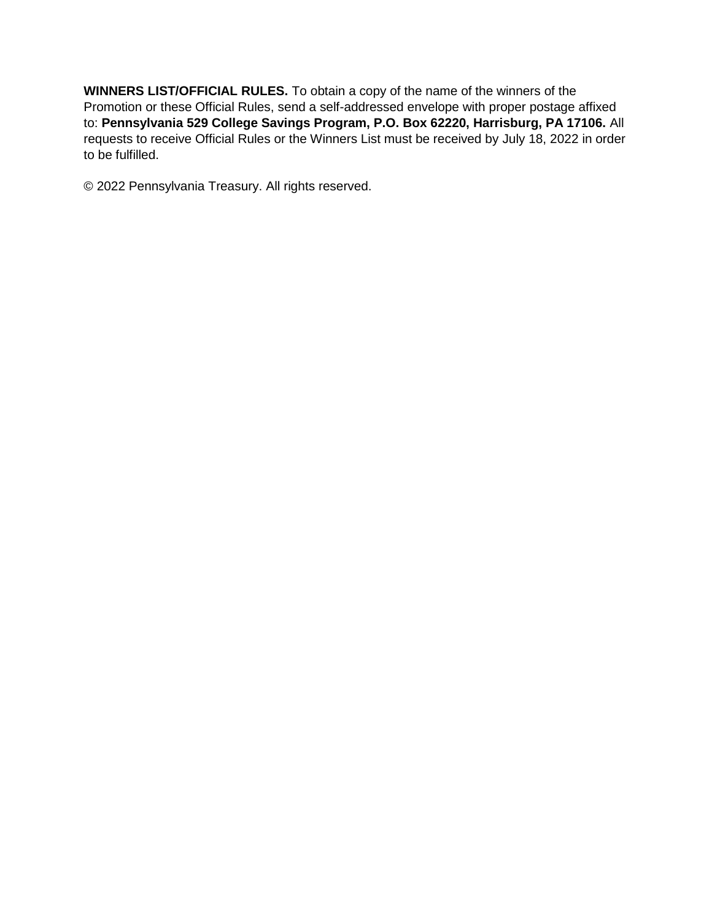**WINNERS LIST/OFFICIAL RULES.** To obtain a copy of the name of the winners of the Promotion or these Official Rules, send a self-addressed envelope with proper postage affixed to: **Pennsylvania 529 College Savings Program, P.O. Box 62220, Harrisburg, PA 17106.** All requests to receive Official Rules or the Winners List must be received by July 18, 2022 in order to be fulfilled.

© 2022 Pennsylvania Treasury. All rights reserved.